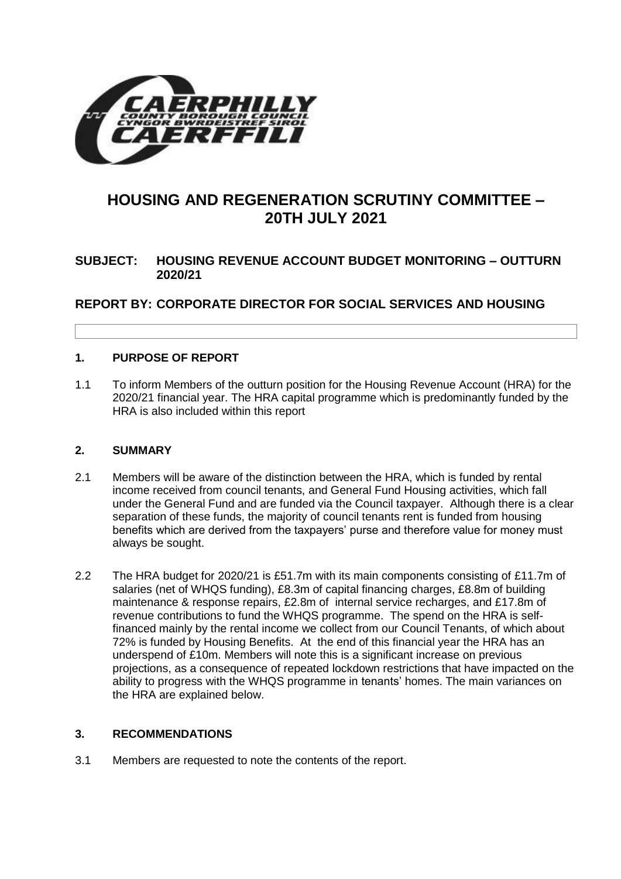# HOUSING AND REGENERATION SCRUTINY COMMITTEE – 20TH JULY 2021

**SUBJECT: HOUSING REVENUE ACCOUNT BUDGET MONITORING – OUTTURN 2020/21**

**REPORT BY: CORPORATE DIRECTOR FOR SOCIAL SERVICES AND HOUSING**

## 1. PURPOSE OF REPORT

1.1 To inform Members of the outturn position for the Housing Revenue Account (HRA) for the 2020/21 financial year. The HRA capital programme which is predominantly funded by the HRA is also included within this report

## 2. SUMMARY

2.1 Members will be aware of the distinction between the HRA, which is funded by rental income received from council tenants, and General Fund Housing activities, which fall under the General Fund and are funded via the Council taxpayer. Although there is a clear separation of these funds, the majority of council tenants rent is funded from housing benefits which are derived from the taxpayers' purse and therefore value for money must always be sought.

2.2 The HRA budget for 2020/21 is £51.7m with its main components consisting of £11.7m of salaries (net of WHQS funding), £8.3m of capital financing charges, £8.8m of building maintenance & response repairs, £2.8m of internal service recharges, and £17.8m of revenue contributions to fund the WHQS programme. The spend on the HRA is self-financed mainly by the rental income we collect from our Council Tenants, of which about 72% is funded by Housing Benefits. At the end of this financial year the HRA has an underspend of £10m. Members will note this is a significant increase on previous projections, as a consequence of repeated lockdown restrictions that have impacted on the ability to progress with the WHQS programme in tenants' homes. The main variances on the HRA are explained below.

## 3. RECOMMENDATIONS

3.1 Members are requested to note the contents of the report.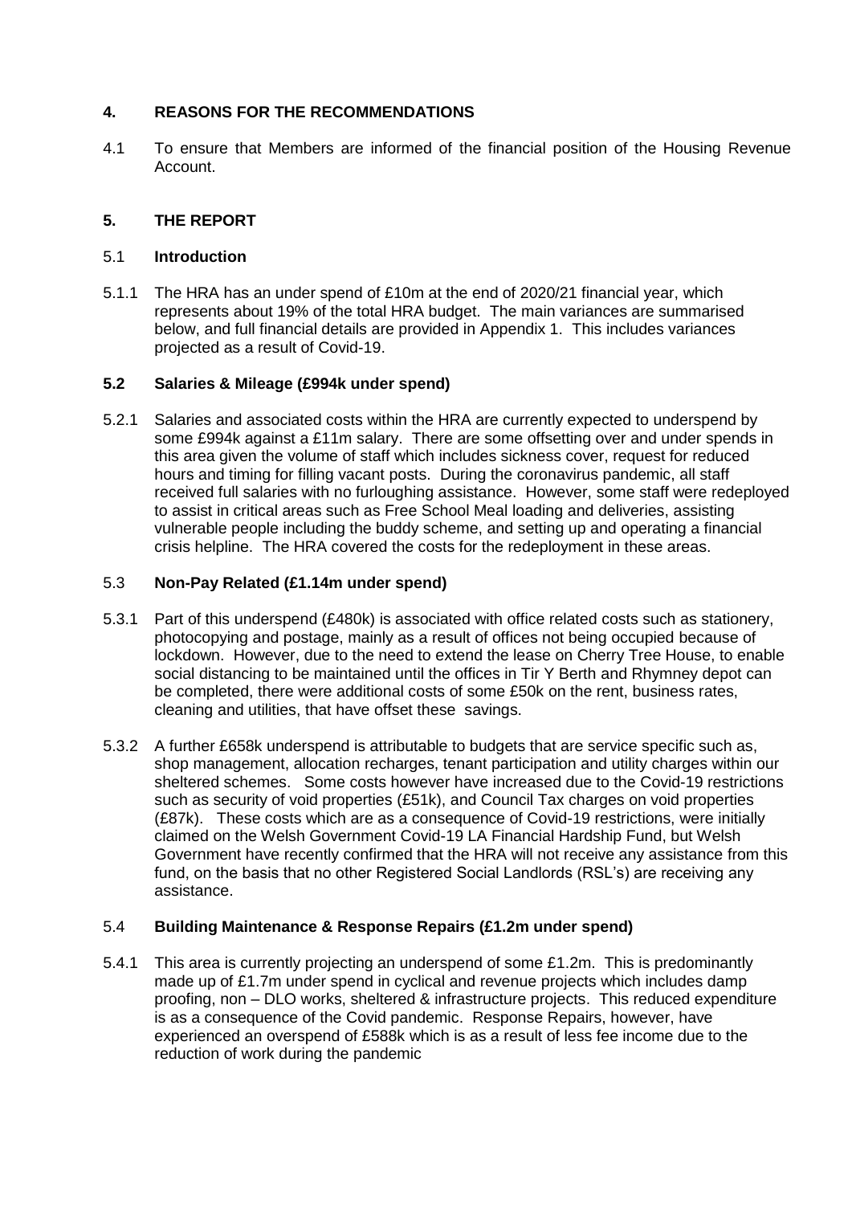## 4. REASONS FOR THE RECOMMENDATIONS

4.1 To ensure that Members are informed of the financial position of the Housing Revenue Account.

## 5. THE REPORT

### 5.1 Introduction

5.1.1 The HRA has an under spend of £10m at the end of 2020/21 financial year, which represents about 19% of the total HRA budget. The main variances are summarised below, and full financial details are provided in Appendix 1. This includes variances projected as a result of Covid-19.

### 5.2 Salaries & Mileage (£994k under spend)

5.2.1 Salaries and associated costs within the HRA are currently expected to underspend by some £994k against a £11m salary. There are some offsetting over and under spends in this area given the volume of staff which includes sickness cover, request for reduced hours and timing for filling vacant posts. During the coronavirus pandemic, all staff received full salaries with no furloughing assistance. However, some staff were redeployed to assist in critical areas such as Free School Meal loading and deliveries, assisting vulnerable people including the buddy scheme, and setting up and operating a financial crisis helpline. The HRA covered the costs for the redeployment in these areas.

### 5.3 Non-Pay Related (£1.14m under spend)

5.3.1 Part of this underspend (£480k) is associated with office related costs such as stationery, photocopying and postage, mainly as a result of offices not being occupied because of lockdown. However, due to the need to extend the lease on Cherry Tree House, to enable social distancing to be maintained until the offices in Tir Y Berth and Rhymney depot can be completed, there were additional costs of some £50k on the rent, business rates, cleaning and utilities, that have offset these savings.

5.3.2 A further £658k underspend is attributable to budgets that are service specific such as, shop management, allocation recharges, tenant participation and utility charges within our sheltered schemes. Some costs however have increased due to the Covid-19 restrictions such as security of void properties (£51k), and Council Tax charges on void properties (£87k). These costs which are as a consequence of Covid-19 restrictions, were initially claimed on the Welsh Government Covid-19 LA Financial Hardship Fund, but Welsh Government have recently confirmed that the HRA will not receive any assistance from this fund, on the basis that no other Registered Social Landlords (RSL's) are receiving any assistance.

### 5.4 Building Maintenance & Response Repairs (£1.2m under spend)

5.4.1 This area is currently projecting an underspend of some £1.2m. This is predominantly made up of £1.7m under spend in cyclical and revenue projects which includes damp proofing, non – DLO works, sheltered & infrastructure projects. This reduced expenditure is as a consequence of the Covid pandemic. Response Repairs, however, have experienced an overspend of £588k which is as a result of less fee income due to the reduction of work during the pandemic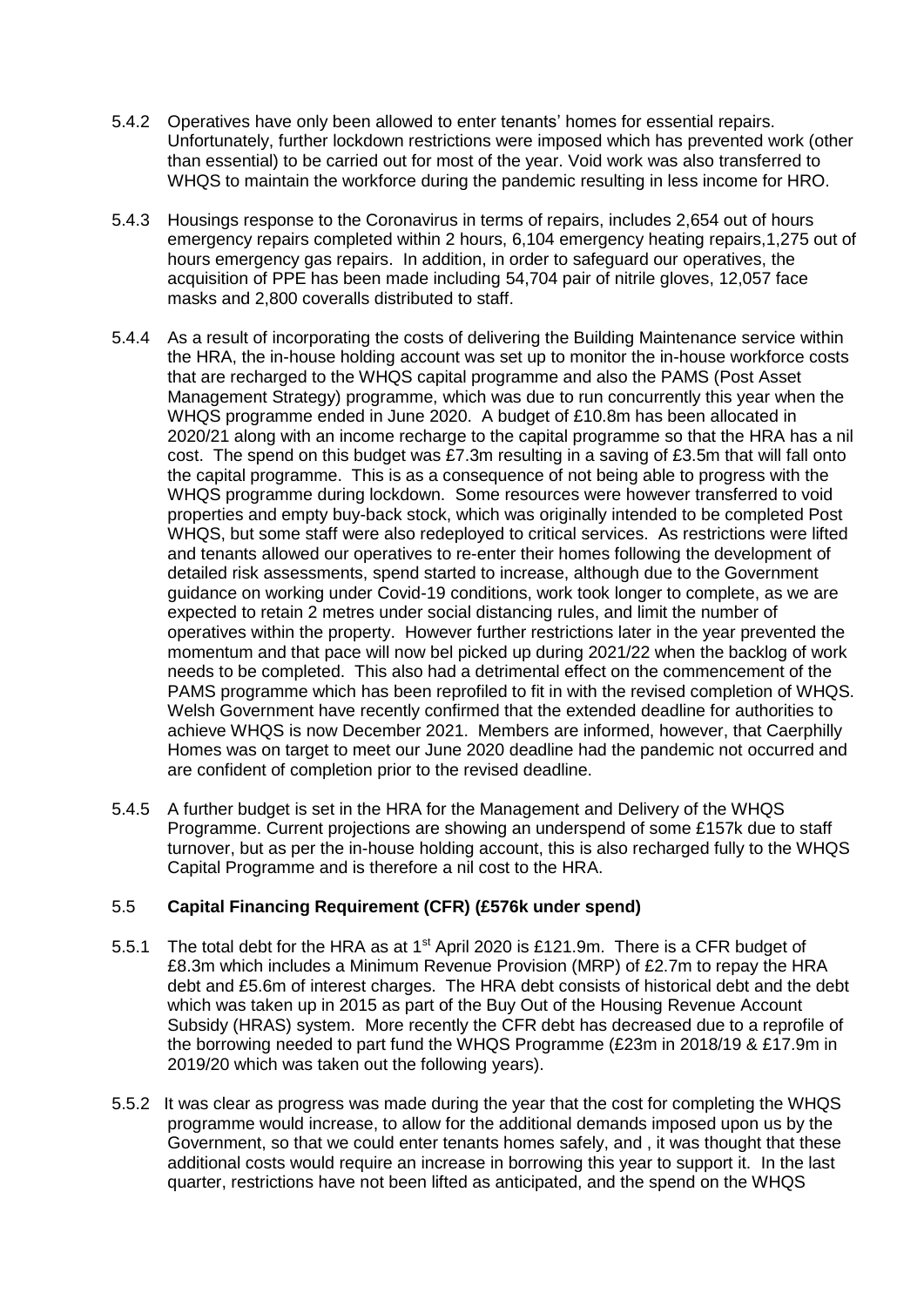5.4.2 Operatives have only been allowed to enter tenants' homes for essential repairs. Unfortunately, further lockdown restrictions were imposed which has prevented work (other than essential) to be carried out for most of the year. Void work was also transferred to WHQS to maintain the workforce during the pandemic resulting in less income for HRO.

5.4.3 Housings response to the Coronavirus in terms of repairs, includes 2,654 out of hours emergency repairs completed within 2 hours, 6,104 emergency heating repairs,1,275 out of hours emergency gas repairs. In addition, in order to safeguard our operatives, the acquisition of PPE has been made including 54,704 pair of nitrile gloves, 12,057 face masks and 2,800 coveralls distributed to staff.

5.4.4 As a result of incorporating the costs of delivering the Building Maintenance service within the HRA, the in-house holding account was set up to monitor the in-house workforce costs that are recharged to the WHQS capital programme and also the PAMS (Post Asset Management Strategy) programme, which was due to run concurrently this year when the WHQS programme ended in June 2020. A budget of £10.8m has been allocated in 2020/21 along with an income recharge to the capital programme so that the HRA has a nil cost. The spend on this budget was £7.3m resulting in a saving of £3.5m that will fall onto the capital programme. This is as a consequence of not being able to progress with the WHQS programme during lockdown. Some resources were however transferred to void properties and empty buy-back stock, which was originally intended to be completed Post WHQS, but some staff were also redeployed to critical services. As restrictions were lifted and tenants allowed our operatives to re-enter their homes following the development of detailed risk assessments, spend started to increase, although due to the Government guidance on working under Covid-19 conditions, work took longer to complete, as we are expected to retain 2 metres under social distancing rules, and limit the number of operatives within the property. However further restrictions later in the year prevented the momentum and that pace will now bel picked up during 2021/22 when the backlog of work needs to be completed. This also had a detrimental effect on the commencement of the PAMS programme which has been reprofiled to fit in with the revised completion of WHQS. Welsh Government have recently confirmed that the extended deadline for authorities to achieve WHQS is now December 2021. Members are informed, however, that Caerphilly Homes was on target to meet our June 2020 deadline had the pandemic not occurred and are confident of completion prior to the revised deadline.

5.4.5 A further budget is set in the HRA for the Management and Delivery of the WHQS Programme. Current projections are showing an underspend of some £157k due to staff turnover, but as per the in-house holding account, this is also recharged fully to the WHQS Capital Programme and is therefore a nil cost to the HRA.

### 5.5 Capital Financing Requirement (CFR) (£576k under spend)

5.5.1 The total debt for the HRA as at 1st April 2020 is £121.9m. There is a CFR budget of £8.3m which includes a Minimum Revenue Provision (MRP) of £2.7m to repay the HRA debt and £5.6m of interest charges. The HRA debt consists of historical debt and the debt which was taken up in 2015 as part of the Buy Out of the Housing Revenue Account Subsidy (HRAS) system. More recently the CFR debt has decreased due to a reprofile of the borrowing needed to part fund the WHQS Programme (£23m in 2018/19 & £17.9m in 2019/20 which was taken out the following years).

5.5.2 It was clear as progress was made during the year that the cost for completing the WHQS programme would increase, to allow for the additional demands imposed upon us by the Government, so that we could enter tenants homes safely, and , it was thought that these additional costs would require an increase in borrowing this year to support it. In the last quarter, restrictions have not been lifted as anticipated, and the spend on the WHQS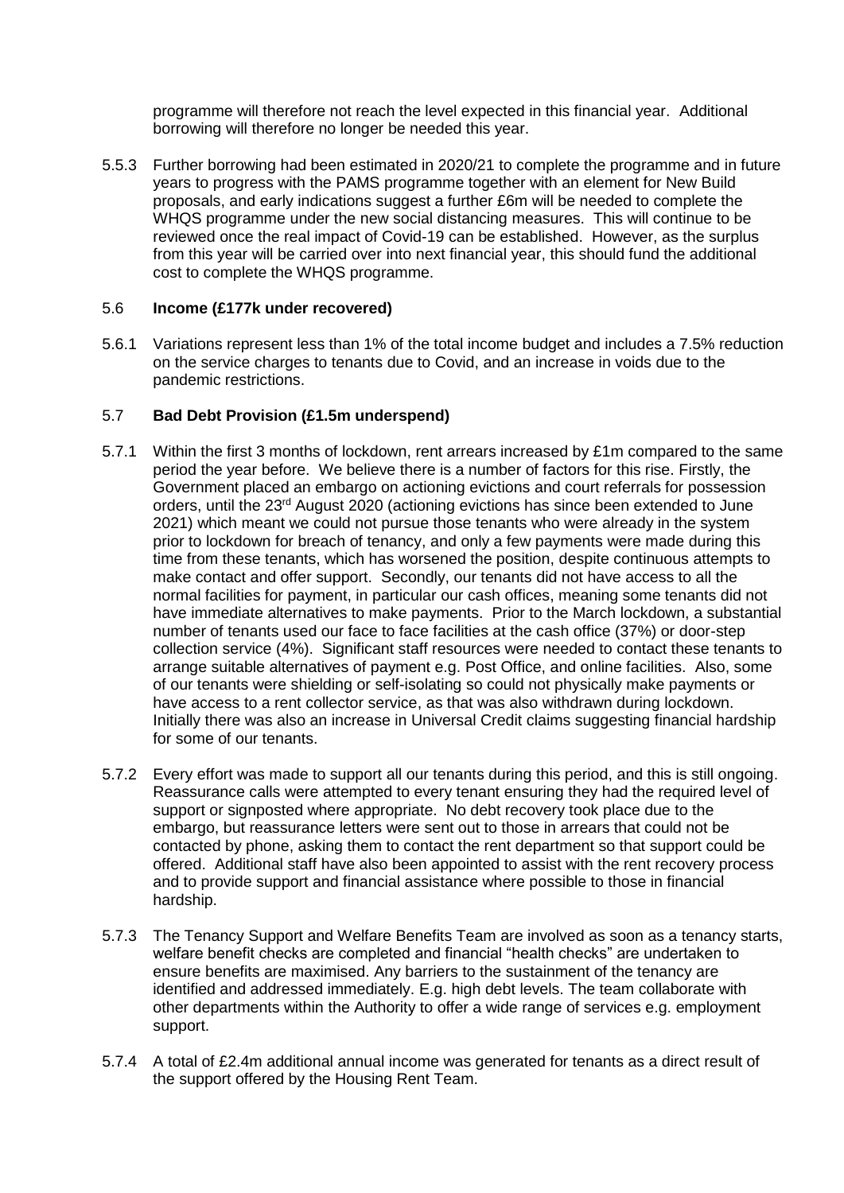programme will therefore not reach the level expected in this financial year. Additional borrowing will therefore no longer be needed this year.

5.5.3 Further borrowing had been estimated in 2020/21 to complete the programme and in future years to progress with the PAMS programme together with an element for New Build proposals, and early indications suggest a further £6m will be needed to complete the WHQS programme under the new social distancing measures. This will continue to be reviewed once the real impact of Covid-19 can be established. However, as the surplus from this year will be carried over into next financial year, this should fund the additional cost to complete the WHQS programme.

### 5.6 Income (£177k under recovered)

5.6.1 Variations represent less than 1% of the total income budget and includes a 7.5% reduction on the service charges to tenants due to Covid, and an increase in voids due to the pandemic restrictions.

### 5.7 Bad Debt Provision (£1.5m underspend)

5.7.1 Within the first 3 months of lockdown, rent arrears increased by £1m compared to the same period the year before. We believe there is a number of factors for this rise. Firstly, the Government placed an embargo on actioning evictions and court referrals for possession orders, until the 23rd August 2020 (actioning evictions has since been extended to June 2021) which meant we could not pursue those tenants who were already in the system prior to lockdown for breach of tenancy, and only a few payments were made during this time from these tenants, which has worsened the position, despite continuous attempts to make contact and offer support. Secondly, our tenants did not have access to all the normal facilities for payment, in particular our cash offices, meaning some tenants did not have immediate alternatives to make payments. Prior to the March lockdown, a substantial number of tenants used our face to face facilities at the cash office (37%) or door-step collection service (4%). Significant staff resources were needed to contact these tenants to arrange suitable alternatives of payment e.g. Post Office, and online facilities. Also, some of our tenants were shielding or self-isolating so could not physically make payments or have access to a rent collector service, as that was also withdrawn during lockdown. Initially there was also an increase in Universal Credit claims suggesting financial hardship for some of our tenants.

5.7.2 Every effort was made to support all our tenants during this period, and this is still ongoing. Reassurance calls were attempted to every tenant ensuring they had the required level of support or signposted where appropriate. No debt recovery took place due to the embargo, but reassurance letters were sent out to those in arrears that could not be contacted by phone, asking them to contact the rent department so that support could be offered. Additional staff have also been appointed to assist with the rent recovery process and to provide support and financial assistance where possible to those in financial hardship.

5.7.3 The Tenancy Support and Welfare Benefits Team are involved as soon as a tenancy starts, welfare benefit checks are completed and financial "health checks" are undertaken to ensure benefits are maximised. Any barriers to the sustainment of the tenancy are identified and addressed immediately. E.g. high debt levels. The team collaborate with other departments within the Authority to offer a wide range of services e.g. employment support.

5.7.4 A total of £2.4m additional annual income was generated for tenants as a direct result of the support offered by the Housing Rent Team.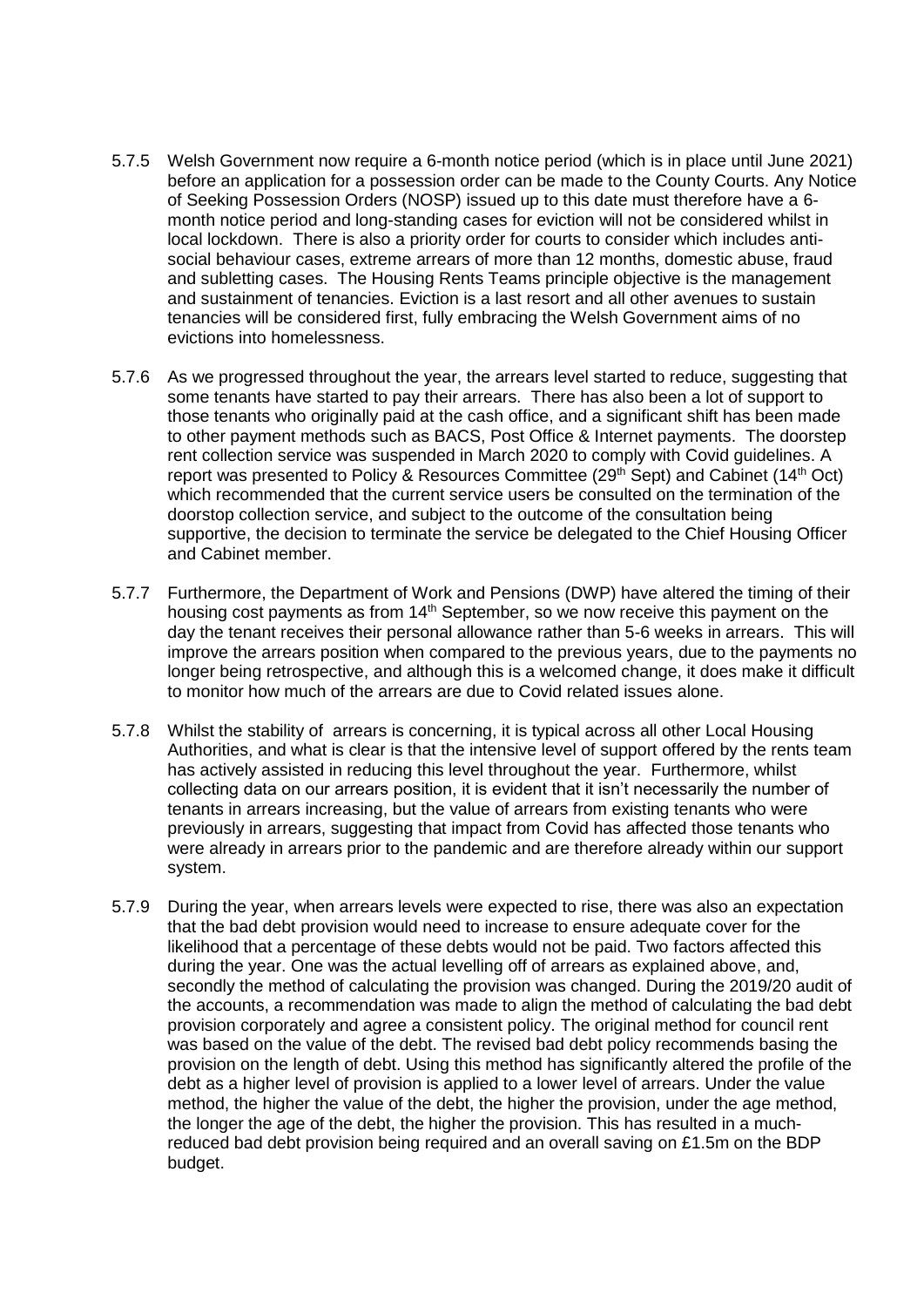5.7.5 Welsh Government now require a 6-month notice period (which is in place until June 2021) before an application for a possession order can be made to the County Courts. Any Notice of Seeking Possession Orders (NOSP) issued up to this date must therefore have a 6-month notice period and long-standing cases for eviction will not be considered whilst in local lockdown. There is also a priority order for courts to consider which includes anti-social behaviour cases, extreme arrears of more than 12 months, domestic abuse, fraud and subletting cases. The Housing Rents Teams principle objective is the management and sustainment of tenancies. Eviction is a last resort and all other avenues to sustain tenancies will be considered first, fully embracing the Welsh Government aims of no evictions into homelessness.

5.7.6 As we progressed throughout the year, the arrears level started to reduce, suggesting that some tenants have started to pay their arrears. There has also been a lot of support to those tenants who originally paid at the cash office, and a significant shift has been made to other payment methods such as BACS, Post Office & Internet payments. The doorstep rent collection service was suspended in March 2020 to comply with Covid guidelines. A report was presented to Policy & Resources Committee (29th Sept) and Cabinet (14th Oct) which recommended that the current service users be consulted on the termination of the doorstop collection service, and subject to the outcome of the consultation being supportive, the decision to terminate the service be delegated to the Chief Housing Officer and Cabinet member.

5.7.7 Furthermore, the Department of Work and Pensions (DWP) have altered the timing of their housing cost payments as from 14th September, so we now receive this payment on the day the tenant receives their personal allowance rather than 5-6 weeks in arrears. This will improve the arrears position when compared to the previous years, due to the payments no longer being retrospective, and although this is a welcomed change, it does make it difficult to monitor how much of the arrears are due to Covid related issues alone.

5.7.8 Whilst the stability of arrears is concerning, it is typical across all other Local Housing Authorities, and what is clear is that the intensive level of support offered by the rents team has actively assisted in reducing this level throughout the year. Furthermore, whilst collecting data on our arrears position, it is evident that it isn't necessarily the number of tenants in arrears increasing, but the value of arrears from existing tenants who were previously in arrears, suggesting that impact from Covid has affected those tenants who were already in arrears prior to the pandemic and are therefore already within our support system.

5.7.9 During the year, when arrears levels were expected to rise, there was also an expectation that the bad debt provision would need to increase to ensure adequate cover for the likelihood that a percentage of these debts would not be paid. Two factors affected this during the year. One was the actual levelling off of arrears as explained above, and, secondly the method of calculating the provision was changed. During the 2019/20 audit of the accounts, a recommendation was made to align the method of calculating the bad debt provision corporately and agree a consistent policy. The original method for council rent was based on the value of the debt. The revised bad debt policy recommends basing the provision on the length of debt. Using this method has significantly altered the profile of the debt as a higher level of provision is applied to a lower level of arrears. Under the value method, the higher the value of the debt, the higher the provision, under the age method, the longer the age of the debt, the higher the provision. This has resulted in a much-reduced bad debt provision being required and an overall saving on £1.5m on the BDP budget.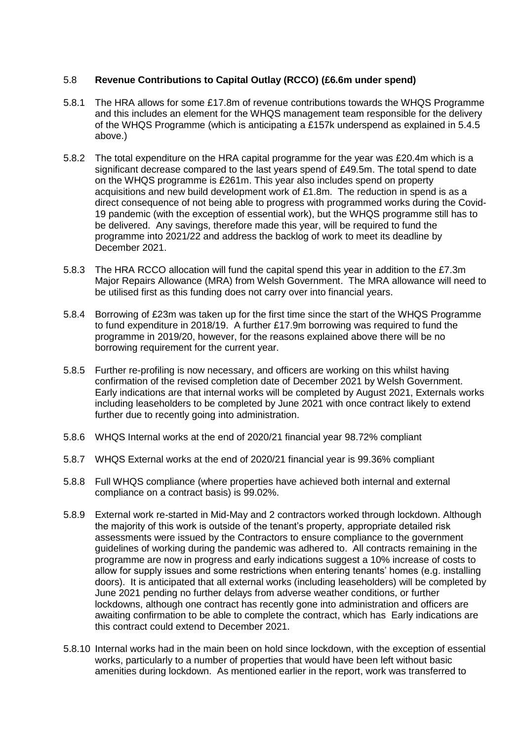### 5.8 **Revenue Contributions to Capital Outlay (RCCO) (£6.6m under spend)**

5.8.1 The HRA allows for some £17.8m of revenue contributions towards the WHQS Programme and this includes an element for the WHQS management team responsible for the delivery of the WHQS Programme (which is anticipating a £157k underspend as explained in 5.4.5 above.)

5.8.2 The total expenditure on the HRA capital programme for the year was £20.4m which is a significant decrease compared to the last years spend of £49.5m. The total spend to date on the WHQS programme is £261m. This year also includes spend on property acquisitions and new build development work of £1.8m. The reduction in spend is as a direct consequence of not being able to progress with programmed works during the Covid-19 pandemic (with the exception of essential work), but the WHQS programme still has to be delivered. Any savings, therefore made this year, will be required to fund the programme into 2021/22 and address the backlog of work to meet its deadline by December 2021.

5.8.3 The HRA RCCO allocation will fund the capital spend this year in addition to the £7.3m Major Repairs Allowance (MRA) from Welsh Government. The MRA allowance will need to be utilised first as this funding does not carry over into financial years.

5.8.4 Borrowing of £23m was taken up for the first time since the start of the WHQS Programme to fund expenditure in 2018/19. A further £17.9m borrowing was required to fund the programme in 2019/20, however, for the reasons explained above there will be no borrowing requirement for the current year.

5.8.5 Further re-profiling is now necessary, and officers are working on this whilst having confirmation of the revised completion date of December 2021 by Welsh Government. Early indications are that internal works will be completed by August 2021, Externals works including leaseholders to be completed by June 2021 with once contract likely to extend further due to recently going into administration.

5.8.6 WHQS Internal works at the end of 2020/21 financial year 98.72% compliant

5.8.7 WHQS External works at the end of 2020/21 financial year is 99.36% compliant

5.8.8 Full WHQS compliance (where properties have achieved both internal and external compliance on a contract basis) is 99.02%.

5.8.9 External work re-started in Mid-May and 2 contractors worked through lockdown. Although the majority of this work is outside of the tenant's property, appropriate detailed risk assessments were issued by the Contractors to ensure compliance to the government guidelines of working during the pandemic was adhered to. All contracts remaining in the programme are now in progress and early indications suggest a 10% increase of costs to allow for supply issues and some restrictions when entering tenants' homes (e.g. installing doors). It is anticipated that all external works (including leaseholders) will be completed by June 2021 pending no further delays from adverse weather conditions, or further lockdowns, although one contract has recently gone into administration and officers are awaiting confirmation to be able to complete the contract, which has Early indications are this contract could extend to December 2021.

5.8.10 Internal works had in the main been on hold since lockdown, with the exception of essential works, particularly to a number of properties that would have been left without basic amenities during lockdown. As mentioned earlier in the report, work was transferred to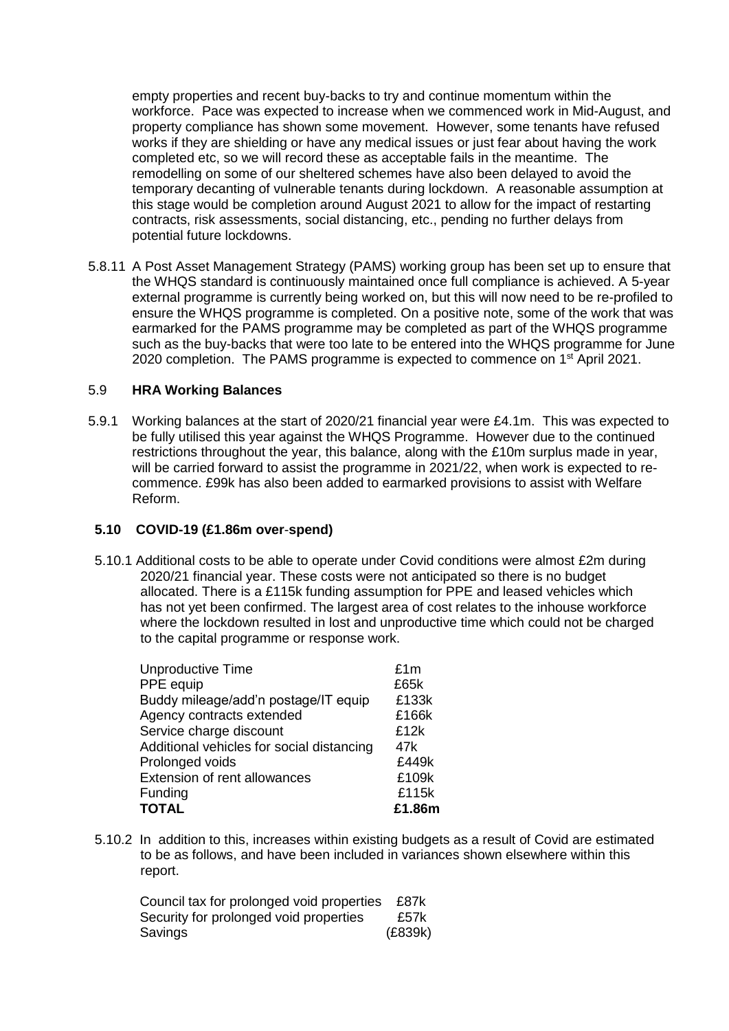empty properties and recent buy-backs to try and continue momentum within the workforce. Pace was expected to increase when we commenced work in Mid-August, and property compliance has shown some movement. However, some tenants have refused works if they are shielding or have any medical issues or just fear about having the work completed etc, so we will record these as acceptable fails in the meantime. The remodelling on some of our sheltered schemes have also been delayed to avoid the temporary decanting of vulnerable tenants during lockdown. A reasonable assumption at this stage would be completion around August 2021 to allow for the impact of restarting contracts, risk assessments, social distancing, etc., pending no further delays from potential future lockdowns.

5.8.11 A Post Asset Management Strategy (PAMS) working group has been set up to ensure that the WHQS standard is continuously maintained once full compliance is achieved. A 5-year external programme is currently being worked on, but this will now need to be re-profiled to ensure the WHQS programme is completed. On a positive note, some of the work that was earmarked for the PAMS programme may be completed as part of the WHQS programme such as the buy-backs that were too late to be entered into the WHQS programme for June 2020 completion. The PAMS programme is expected to commence on 1st April 2021.

## 5.9 **HRA Working Balances**

5.9.1 Working balances at the start of 2020/21 financial year were £4.1m. This was expected to be fully utilised this year against the WHQS Programme. However due to the continued restrictions throughout the year, this balance, along with the £10m surplus made in year, will be carried forward to assist the programme in 2021/22, when work is expected to re-commence. £99k has also been added to earmarked provisions to assist with Welfare Reform.

## 5.10 **COVID-19 (£1.86m over-spend)**

5.10.1 Additional costs to be able to operate under Covid conditions were almost £2m during 2020/21 financial year. These costs were not anticipated so there is no budget allocated. There is a £115k funding assumption for PPE and leased vehicles which has not yet been confirmed. The largest area of cost relates to the inhouse workforce where the lockdown resulted in lost and unproductive time which could not be charged to the capital programme or response work.

| | |
|---|---|
| Unproductive Time | £1m |
| PPE equip | £65k |
| Buddy mileage/add'n postage/IT equip | £133k |
| Agency contracts extended | £166k |
| Service charge discount | £12k |
| Additional vehicles for social distancing | 47k |
| Prolonged voids | £449k |
| Extension of rent allowances | £109k |
| Funding | £115k |
| **TOTAL** | **£1.86m** |

5.10.2 In addition to this, increases within existing budgets as a result of Covid are estimated to be as follows, and have been included in variances shown elsewhere within this report.

| | |
|---|---|
| Council tax for prolonged void properties | £87k |
| Security for prolonged void properties | £57k |
| Savings | (£839k) |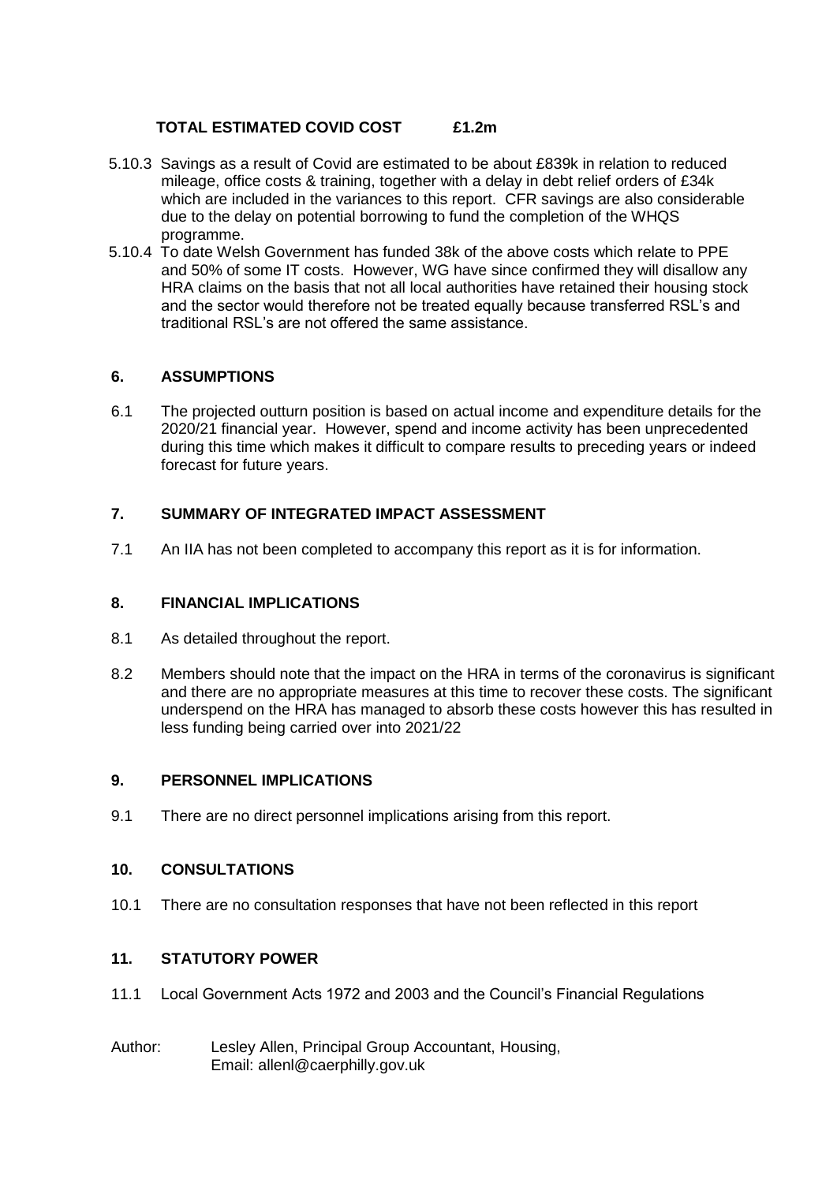**TOTAL ESTIMATED COVID COST £1.2m**

5.10.3 Savings as a result of Covid are estimated to be about £839k in relation to reduced mileage, office costs & training, together with a delay in debt relief orders of £34k which are included in the variances to this report. CFR savings are also considerable due to the delay on potential borrowing to fund the completion of the WHQS programme.

5.10.4 To date Welsh Government has funded 38k of the above costs which relate to PPE and 50% of some IT costs. However, WG have since confirmed they will disallow any HRA claims on the basis that not all local authorities have retained their housing stock and the sector would therefore not be treated equally because transferred RSL's and traditional RSL's are not offered the same assistance.

## 6. ASSUMPTIONS

6.1 The projected outturn position is based on actual income and expenditure details for the 2020/21 financial year. However, spend and income activity has been unprecedented during this time which makes it difficult to compare results to preceding years or indeed forecast for future years.

## 7. SUMMARY OF INTEGRATED IMPACT ASSESSMENT

7.1 An IIA has not been completed to accompany this report as it is for information.

## 8. FINANCIAL IMPLICATIONS

8.1 As detailed throughout the report.

8.2 Members should note that the impact on the HRA in terms of the coronavirus is significant and there are no appropriate measures at this time to recover these costs. The significant underspend on the HRA has managed to absorb these costs however this has resulted in less funding being carried over into 2021/22

## 9. PERSONNEL IMPLICATIONS

9.1 There are no direct personnel implications arising from this report.

## 10. CONSULTATIONS

10.1 There are no consultation responses that have not been reflected in this report

## 11. STATUTORY POWER

11.1 Local Government Acts 1972 and 2003 and the Council's Financial Regulations

Author: Lesley Allen, Principal Group Accountant, Housing,
Email: allenl@caerphilly.gov.uk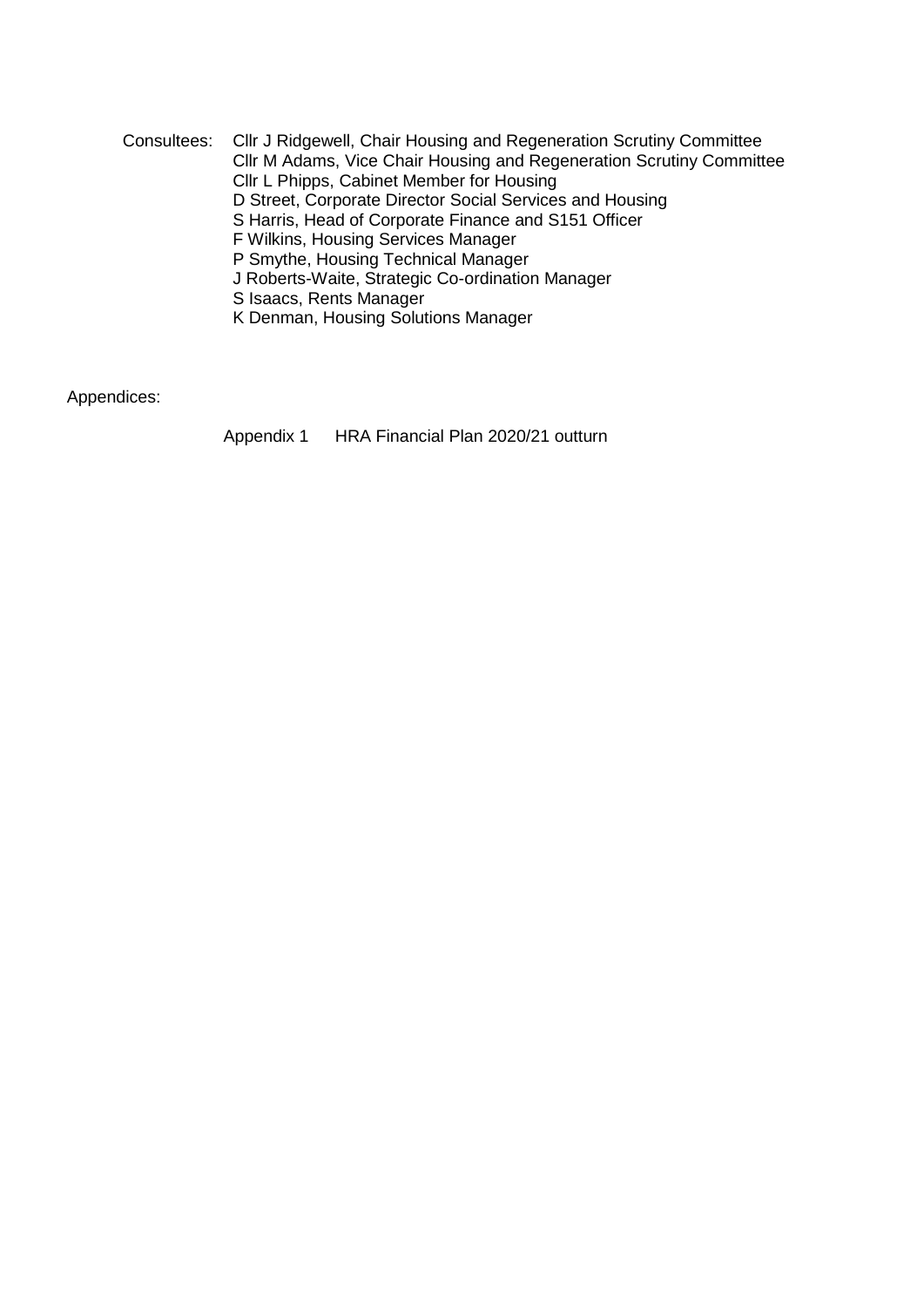Consultees: Cllr J Ridgewell, Chair Housing and Regeneration Scrutiny Committee
Cllr M Adams, Vice Chair Housing and Regeneration Scrutiny Committee
Cllr L Phipps, Cabinet Member for Housing
D Street, Corporate Director Social Services and Housing
S Harris, Head of Corporate Finance and S151 Officer
F Wilkins, Housing Services Manager
P Smythe, Housing Technical Manager
J Roberts-Waite, Strategic Co-ordination Manager
S Isaacs, Rents Manager
K Denman, Housing Solutions Manager

Appendices:

Appendix 1 HRA Financial Plan 2020/21 outturn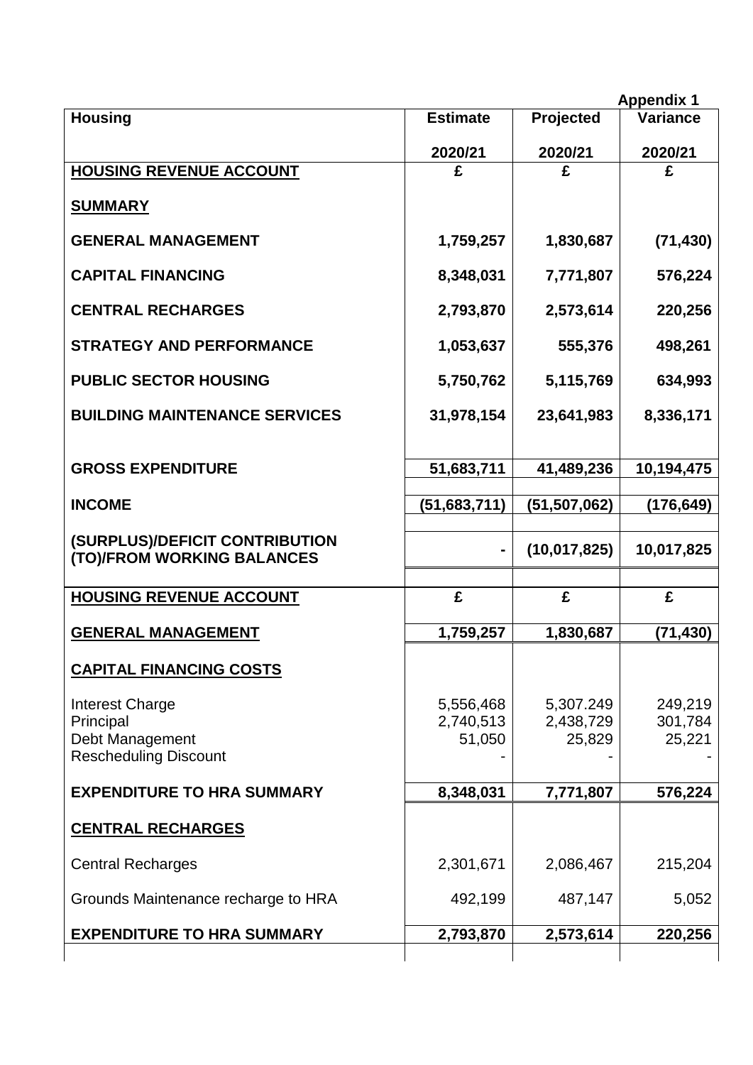**Appendix 1**

| Housing | Estimate<br>2020/21 | Projected<br>2020/21 | Variance<br>2020/21 |
|---|---|---|---|
| **HOUSING REVENUE ACCOUNT** | **£** | **£** | **£** |
| **SUMMARY** | | | |
| **GENERAL MANAGEMENT** | **1,759,257** | **1,830,687** | **(71,430)** |
| **CAPITAL FINANCING** | **8,348,031** | **7,771,807** | **576,224** |
| **CENTRAL RECHARGES** | **2,793,870** | **2,573,614** | **220,256** |
| **STRATEGY AND PERFORMANCE** | **1,053,637** | **555,376** | **498,261** |
| **PUBLIC SECTOR HOUSING** | **5,750,762** | **5,115,769** | **634,993** |
| **BUILDING MAINTENANCE SERVICES** | **31,978,154** | **23,641,983** | **8,336,171** |
| **GROSS EXPENDITURE** | **51,683,711** | **41,489,236** | **10,194,475** |
| **INCOME** | **(51,683,711)** | **(51,507,062)** | **(176,649)** |
| **(SURPLUS)/DEFICIT CONTRIBUTION (TO)/FROM WORKING BALANCES** | **-** | **(10,017,825)** | **10,017,825** |
| **HOUSING REVENUE ACCOUNT** | **£** | **£** | **£** |
| **GENERAL MANAGEMENT** | **1,759,257** | **1,830,687** | **(71,430)** |
| **CAPITAL FINANCING COSTS** | | | |
| Interest Charge | 5,556,468 | 5,307.249 | 249,219 |
| Principal | 2,740,513 | 2,438,729 | 301,784 |
| Debt Management | 51,050 | 25,829 | 25,221 |
| Rescheduling Discount | - | - | - |
| **EXPENDITURE TO HRA SUMMARY** | **8,348,031** | **7,771,807** | **576,224** |
| **CENTRAL RECHARGES** | | | |
| Central Recharges | 2,301,671 | 2,086,467 | 215,204 |
| Grounds Maintenance recharge to HRA | 492,199 | 487,147 | 5,052 |
| **EXPENDITURE TO HRA SUMMARY** | **2,793,870** | **2,573,614** | **220,256** |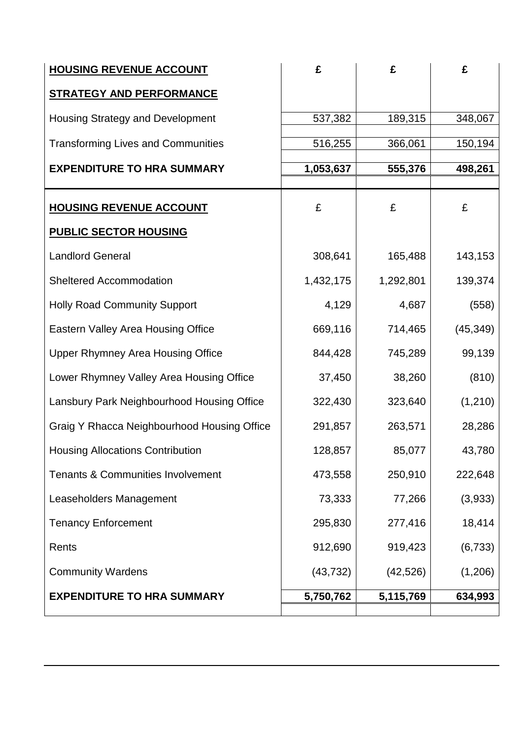| **HOUSING REVENUE ACCOUNT** | **£** | **£** | **£** |
|---|---|---|---|
| **STRATEGY AND PERFORMANCE** | | | |
| Housing Strategy and Development | 537,382 | 189,315 | 348,067 |
| Transforming Lives and Communities | 516,255 | 366,061 | 150,194 |
| **EXPENDITURE TO HRA SUMMARY** | **1,053,637** | **555,376** | **498,261** |

| **HOUSING REVENUE ACCOUNT** | £ | £ | £ |
|---|---|---|---|
| **PUBLIC SECTOR HOUSING** | | | |
| Landlord General | 308,641 | 165,488 | 143,153 |
| Sheltered Accommodation | 1,432,175 | 1,292,801 | 139,374 |
| Holly Road Community Support | 4,129 | 4,687 | (558) |
| Eastern Valley Area Housing Office | 669,116 | 714,465 | (45,349) |
| Upper Rhymney Area Housing Office | 844,428 | 745,289 | 99,139 |
| Lower Rhymney Valley Area Housing Office | 37,450 | 38,260 | (810) |
| Lansbury Park Neighbourhood Housing Office | 322,430 | 323,640 | (1,210) |
| Graig Y Rhacca Neighbourhood Housing Office | 291,857 | 263,571 | 28,286 |
| Housing Allocations Contribution | 128,857 | 85,077 | 43,780 |
| Tenants & Communities Involvement | 473,558 | 250,910 | 222,648 |
| Leaseholders Management | 73,333 | 77,266 | (3,933) |
| Tenancy Enforcement | 295,830 | 277,416 | 18,414 |
| Rents | 912,690 | 919,423 | (6,733) |
| Community Wardens | (43,732) | (42,526) | (1,206) |
| **EXPENDITURE TO HRA SUMMARY** | **5,750,762** | **5,115,769** | **634,993** |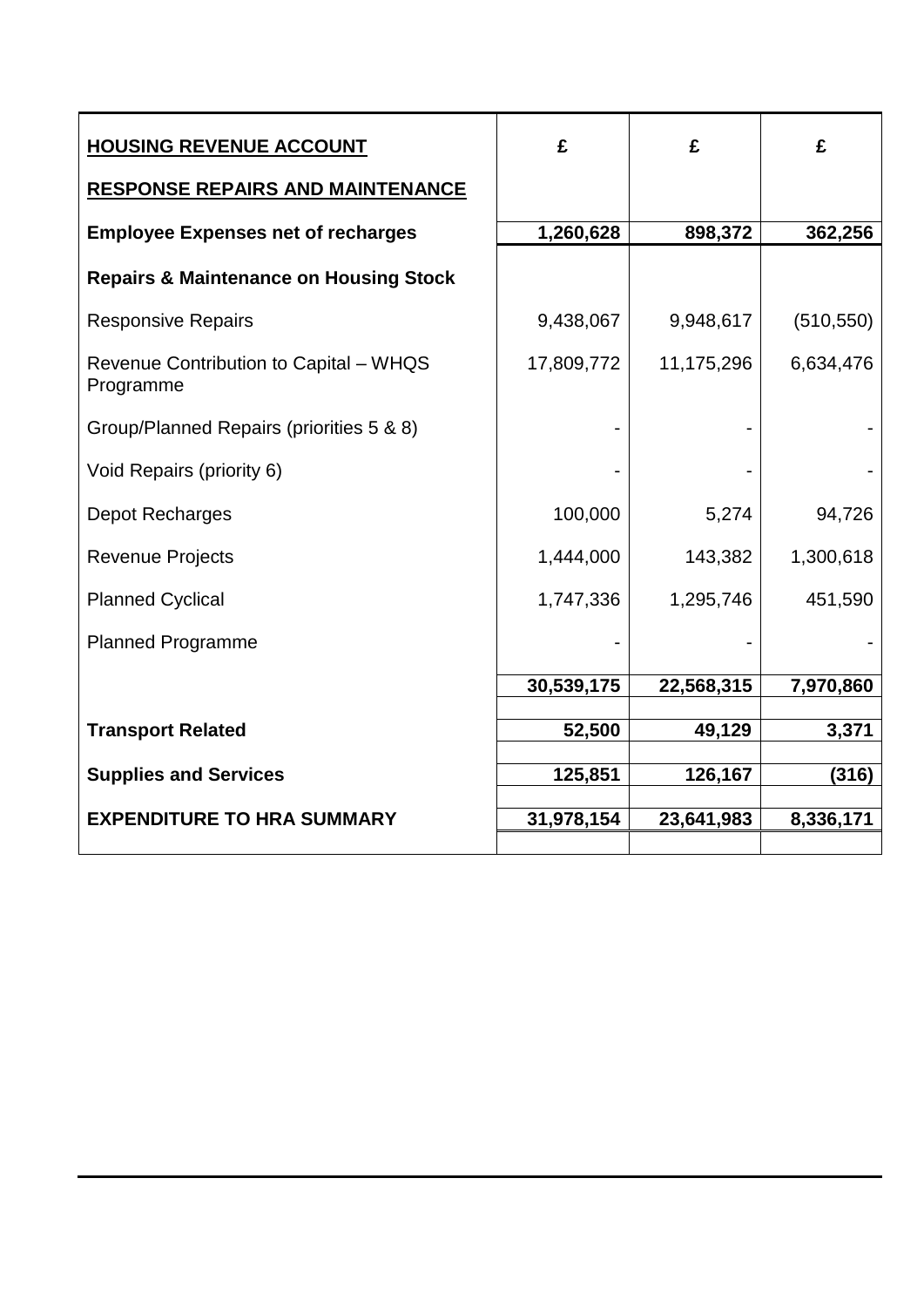| **HOUSING REVENUE ACCOUNT** | **£** | **£** | **£** |
|---|---|---|---|
| **RESPONSE REPAIRS AND MAINTENANCE** | | | |
| **Employee Expenses net of recharges** | **1,260,628** | **898,372** | **362,256** |
| **Repairs & Maintenance on Housing Stock** | | | |
| Responsive Repairs | 9,438,067 | 9,948,617 | (510,550) |
| Revenue Contribution to Capital – WHQS Programme | 17,809,772 | 11,175,296 | 6,634,476 |
| Group/Planned Repairs (priorities 5 & 8) | - | - | - |
| Void Repairs (priority 6) | - | - | - |
| Depot Recharges | 100,000 | 5,274 | 94,726 |
| Revenue Projects | 1,444,000 | 143,382 | 1,300,618 |
| Planned Cyclical | 1,747,336 | 1,295,746 | 451,590 |
| Planned Programme | - | - | - |
| | **30,539,175** | **22,568,315** | **7,970,860** |
| **Transport Related** | **52,500** | **49,129** | **3,371** |
| **Supplies and Services** | **125,851** | **126,167** | **(316)** |
| **EXPENDITURE TO HRA SUMMARY** | **31,978,154** | **23,641,983** | **8,336,171** |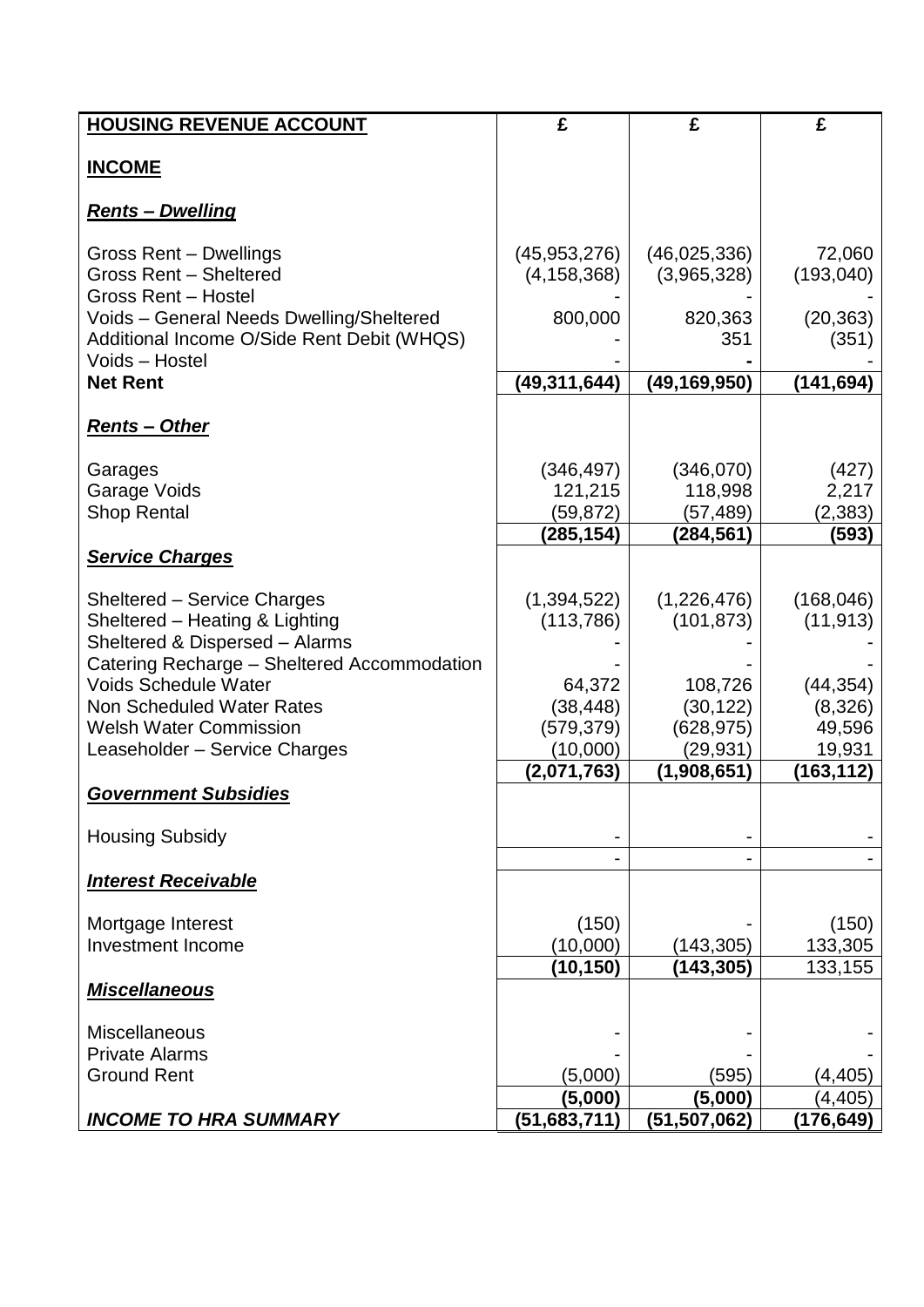| **HOUSING REVENUE ACCOUNT** | **£** | **£** | **£** |
|---|---|---|---|
| **INCOME** | | | |
| ***Rents – Dwelling*** | | | |
| Gross Rent – Dwellings | (45,953,276) | (46,025,336) | 72,060 |
| Gross Rent – Sheltered | (4,158,368) | (3,965,328) | (193,040) |
| Gross Rent – Hostel | - | - | - |
| Voids – General Needs Dwelling/Sheltered | 800,000 | 820,363 | (20,363) |
| Additional Income O/Side Rent Debit (WHQS) | - | 351 | (351) |
| Voids – Hostel | - | - | - |
| **Net Rent** | **(49,311,644)** | **(49,169,950)** | **(141,694)** |
| ***Rents – Other*** | | | |
| Garages | (346,497) | (346,070) | (427) |
| Garage Voids | 121,215 | 118,998 | 2,217 |
| Shop Rental | (59,872) | (57,489) | (2,383) |
| | **(285,154)** | **(284,561)** | **(593)** |
| ***Service Charges*** | | | |
| Sheltered – Service Charges | (1,394,522) | (1,226,476) | (168,046) |
| Sheltered – Heating & Lighting | (113,786) | (101,873) | (11,913) |
| Sheltered & Dispersed – Alarms | - | - | - |
| Catering Recharge – Sheltered Accommodation | - | - | - |
| Voids Schedule Water | 64,372 | 108,726 | (44,354) |
| Non Scheduled Water Rates | (38,448) | (30,122) | (8,326) |
| Welsh Water Commission | (579,379) | (628,975) | 49,596 |
| Leaseholder – Service Charges | (10,000) | (29,931) | 19,931 |
| | **(2,071,763)** | **(1,908,651)** | **(163,112)** |
| ***Government Subsidies*** | | | |
| Housing Subsidy | - | - | - |
| | - | - | - |
| ***Interest Receivable*** | | | |
| Mortgage Interest | (150) | - | (150) |
| Investment Income | (10,000) | (143,305) | 133,305 |
| | **(10,150)** | **(143,305)** | 133,155 |
| ***Miscellaneous*** | | | |
| Miscellaneous | - | - | - |
| Private Alarms | - | - | - |
| Ground Rent | (5,000) | (595) | (4,405) |
| | **(5,000)** | **(5,000)** | (4,405) |
| ***INCOME TO HRA SUMMARY*** | **(51,683,711)** | **(51,507,062)** | **(176,649)** |